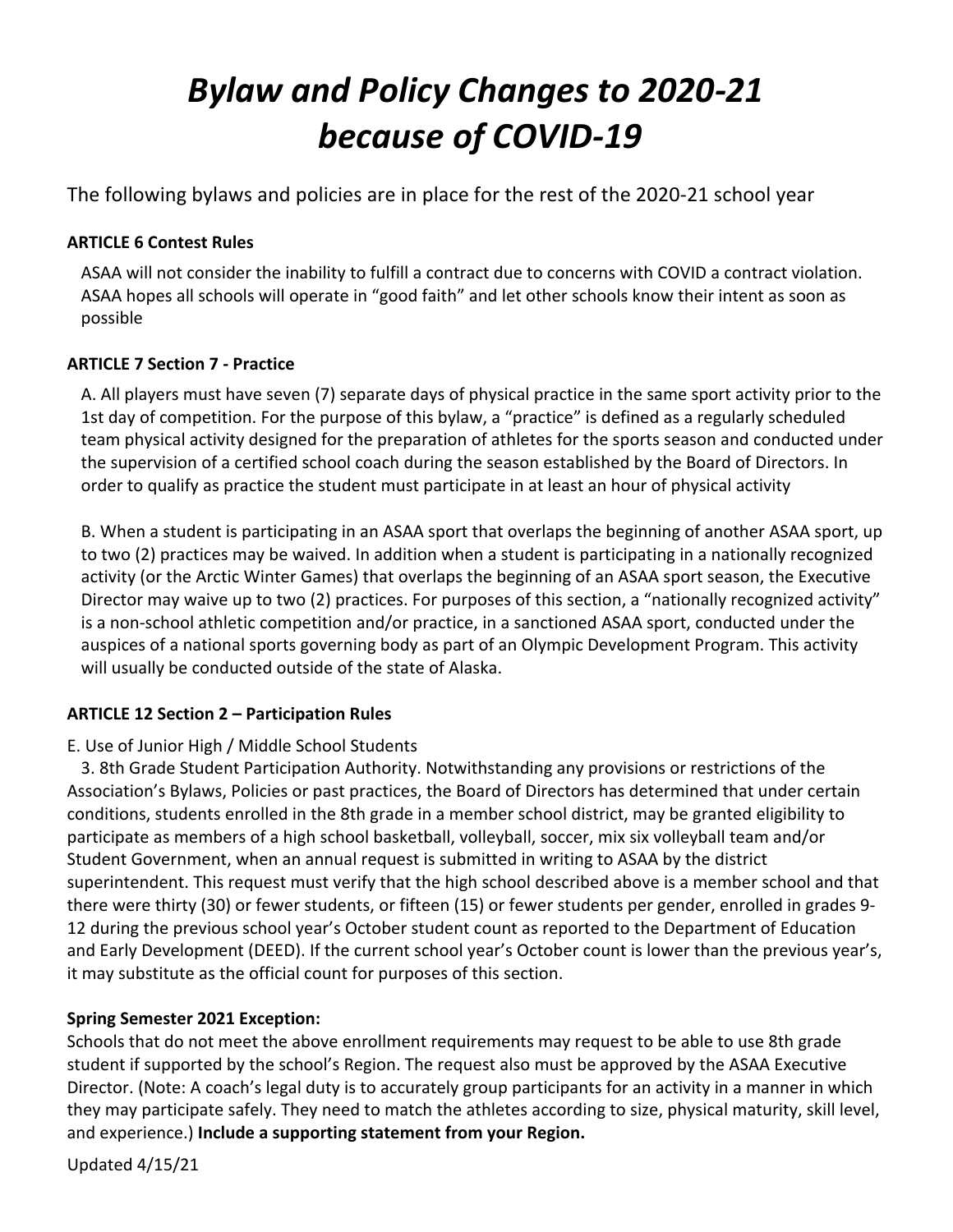# *Bylaw and Policy Changes to 2020-21 because of COVID-19*

The following bylaws and policies are in place for the rest of the 2020-21 school year

**ARTICLE 6 Contest Rules**

ASAA will not consider the inability to fulfill a contract due to concerns with COVID a contract violation. ASAA hopes all schools will operate in "good faith" and let other schools know their intent as soon as possible

**ARTICLE 7 Section 7 - Practice**

A. All players must have seven (7) separate days of physical practice in the same sport activity prior to the 1st day of competition. For the purpose of this bylaw, a "practice" is defined as a regularly scheduled team physical activity designed for the preparation of athletes for the sports season and conducted under the supervision of a certified school coach during the season established by the Board of Directors. In order to qualify as practice the student must participate in at least an hour of physical activity

B. When a student is participating in an ASAA sport that overlaps the beginning of another ASAA sport, up to two (2) practices may be waived. In addition when a student is participating in a nationally recognized activity (or the Arctic Winter Games) that overlaps the beginning of an ASAA sport season, the Executive Director may waive up to two (2) practices. For purposes of this section, a "nationally recognized activity" is a non-school athletic competition and/or practice, in a sanctioned ASAA sport, conducted under the auspices of a national sports governing body as part of an Olympic Development Program. This activity will usually be conducted outside of the state of Alaska.

**ARTICLE 12 Section 2 – Participation Rules**

E. Use of Junior High / Middle School Students

3. 8th Grade Student Participation Authority. Notwithstanding any provisions or restrictions of the Association's Bylaws, Policies or past practices, the Board of Directors has determined that under certain conditions, students enrolled in the 8th grade in a member school district, may be granted eligibility to participate as members of a high school basketball, volleyball, soccer, mix six volleyball team and/or Student Government, when an annual request is submitted in writing to ASAA by the district superintendent. This request must verify that the high school described above is a member school and that there were thirty (30) or fewer students, or fifteen (15) or fewer students per gender, enrolled in grades 9-12 during the previous school year's October student count as reported to the Department of Education and Early Development (DEED). If the current school year's October count is lower than the previous year's, it may substitute as the official count for purposes of this section.

**Spring Semester 2021 Exception:**

Schools that do not meet the above enrollment requirements may request to be able to use 8th grade student if supported by the school's Region. The request also must be approved by the ASAA Executive Director. (Note: A coach's legal duty is to accurately group participants for an activity in a manner in which they may participate safely. They need to match the athletes according to size, physical maturity, skill level, and experience.) **Include a supporting statement from your Region.**

Updated 4/15/21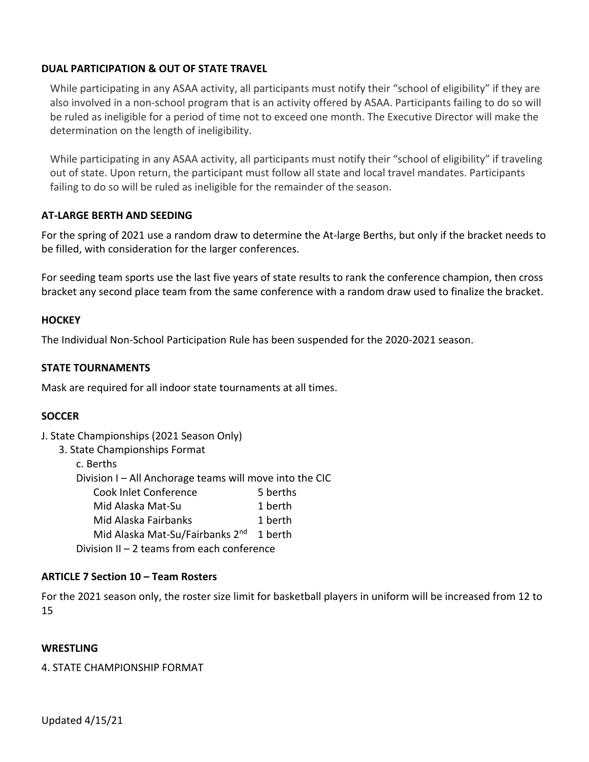**DUAL PARTICIPATION & OUT OF STATE TRAVEL**

While participating in any ASAA activity, all participants must notify their "school of eligibility" if they are also involved in a non-school program that is an activity offered by ASAA. Participants failing to do so will be ruled as ineligible for a period of time not to exceed one month. The Executive Director will make the determination on the length of ineligibility.

While participating in any ASAA activity, all participants must notify their "school of eligibility" if traveling out of state. Upon return, the participant must follow all state and local travel mandates. Participants failing to do so will be ruled as ineligible for the remainder of the season.

**AT-LARGE BERTH AND SEEDING**

For the spring of 2021 use a random draw to determine the At-large Berths, but only if the bracket needs to be filled, with consideration for the larger conferences.

For seeding team sports use the last five years of state results to rank the conference champion, then cross bracket any second place team from the same conference with a random draw used to finalize the bracket.

**HOCKEY**

The Individual Non-School Participation Rule has been suspended for the 2020-2021 season.

**STATE TOURNAMENTS**

Mask are required for all indoor state tournaments at all times.

**SOCCER**

J. State Championships (2021 Season Only)

3. State Championships Format

c. Berths

Division I – All Anchorage teams will move into the CIC

| Conference | Berths |
|---|---|
| Cook Inlet Conference | 5 berths |
| Mid Alaska Mat-Su | 1 berth |
| Mid Alaska Fairbanks | 1 berth |
| Mid Alaska Mat-Su/Fairbanks 2nd | 1 berth |

Division II – 2 teams from each conference

**ARTICLE 7 Section 10 – Team Rosters**

For the 2021 season only, the roster size limit for basketball players in uniform will be increased from 12 to 15

**WRESTLING**

4. STATE CHAMPIONSHIP FORMAT

Updated 4/15/21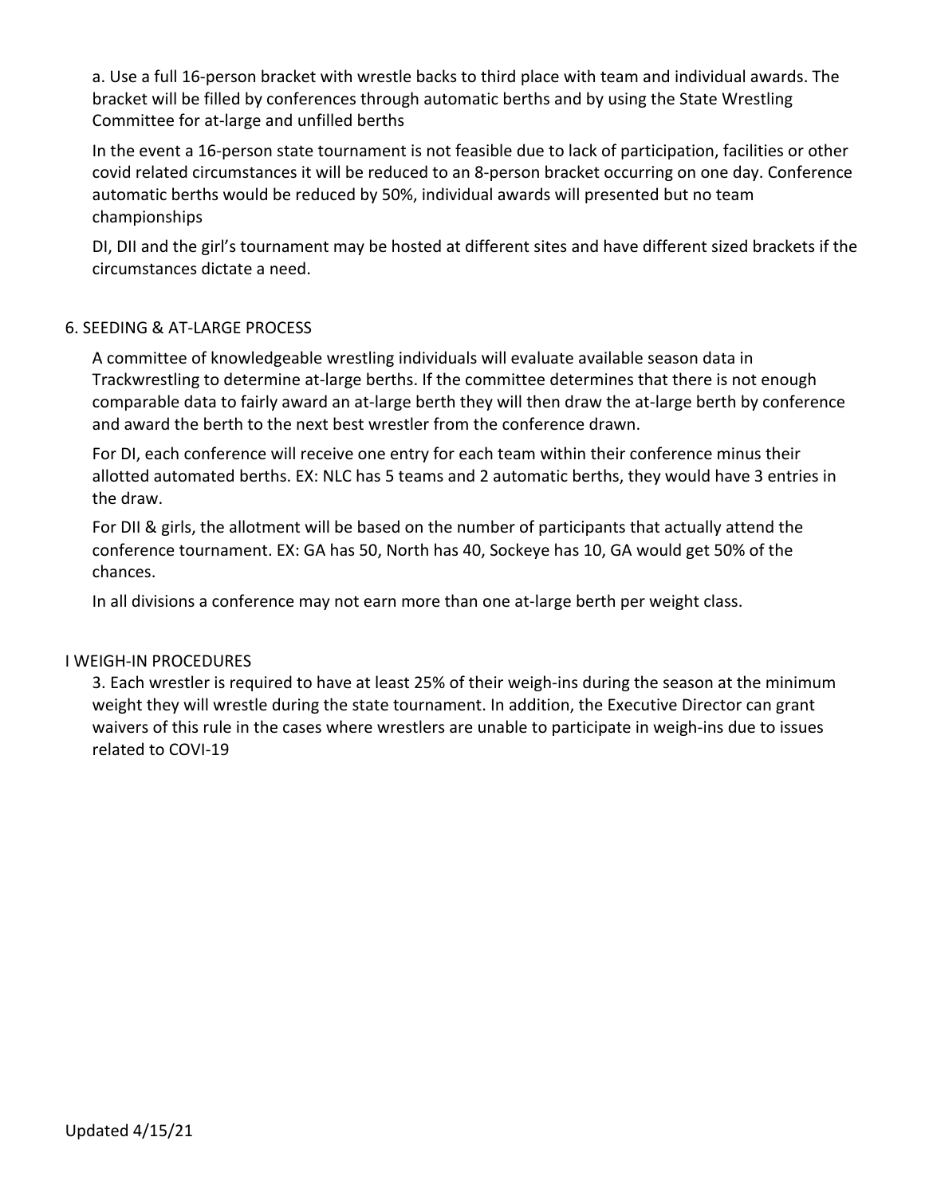a. Use a full 16-person bracket with wrestle backs to third place with team and individual awards. The bracket will be filled by conferences through automatic berths and by using the State Wrestling Committee for at-large and unfilled berths

In the event a 16-person state tournament is not feasible due to lack of participation, facilities or other covid related circumstances it will be reduced to an 8-person bracket occurring on one day. Conference automatic berths would be reduced by 50%, individual awards will presented but no team championships

DI, DII and the girl's tournament may be hosted at different sites and have different sized brackets if the circumstances dictate a need.

6. SEEDING & AT-LARGE PROCESS

A committee of knowledgeable wrestling individuals will evaluate available season data in Trackwrestling to determine at-large berths. If the committee determines that there is not enough comparable data to fairly award an at-large berth they will then draw the at-large berth by conference and award the berth to the next best wrestler from the conference drawn.

For DI, each conference will receive one entry for each team within their conference minus their allotted automated berths. EX: NLC has 5 teams and 2 automatic berths, they would have 3 entries in the draw.

For DII & girls, the allotment will be based on the number of participants that actually attend the conference tournament. EX: GA has 50, North has 40, Sockeye has 10, GA would get 50% of the chances.

In all divisions a conference may not earn more than one at-large berth per weight class.

I WEIGH-IN PROCEDURES

3. Each wrestler is required to have at least 25% of their weigh-ins during the season at the minimum weight they will wrestle during the state tournament. In addition, the Executive Director can grant waivers of this rule in the cases where wrestlers are unable to participate in weigh-ins due to issues related to COVI-19

Updated 4/15/21